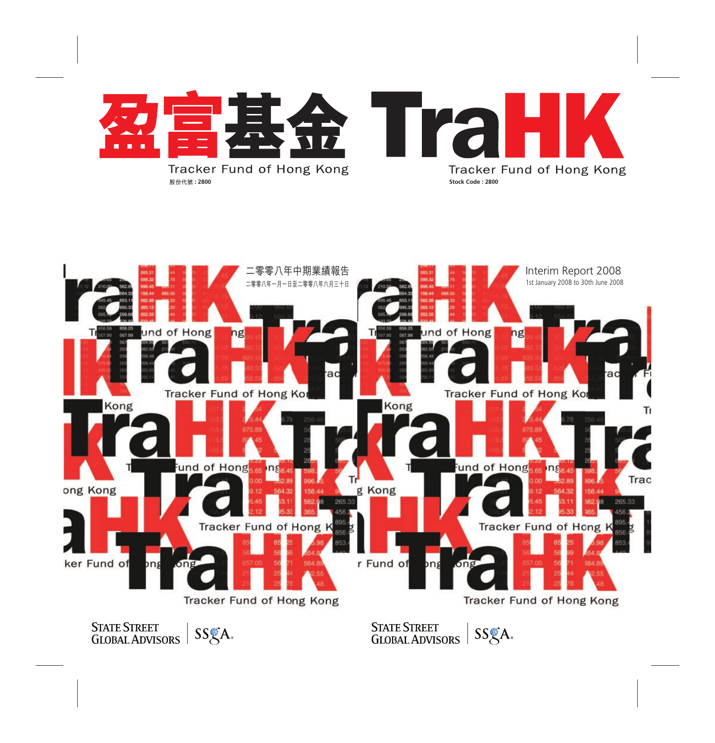# 盈富基金 TraHK

Tracker Fund of Hong Kong

股份代號 : 2800

Stock Code : 2800

## 二零零八年中期業績報告

二零零八年一月一日至二零零八年六月三十日

## Interim Report 2008

1st January 2008 to 30th June 2008

STATE STREET GLOBAL ADVISORS | SSgA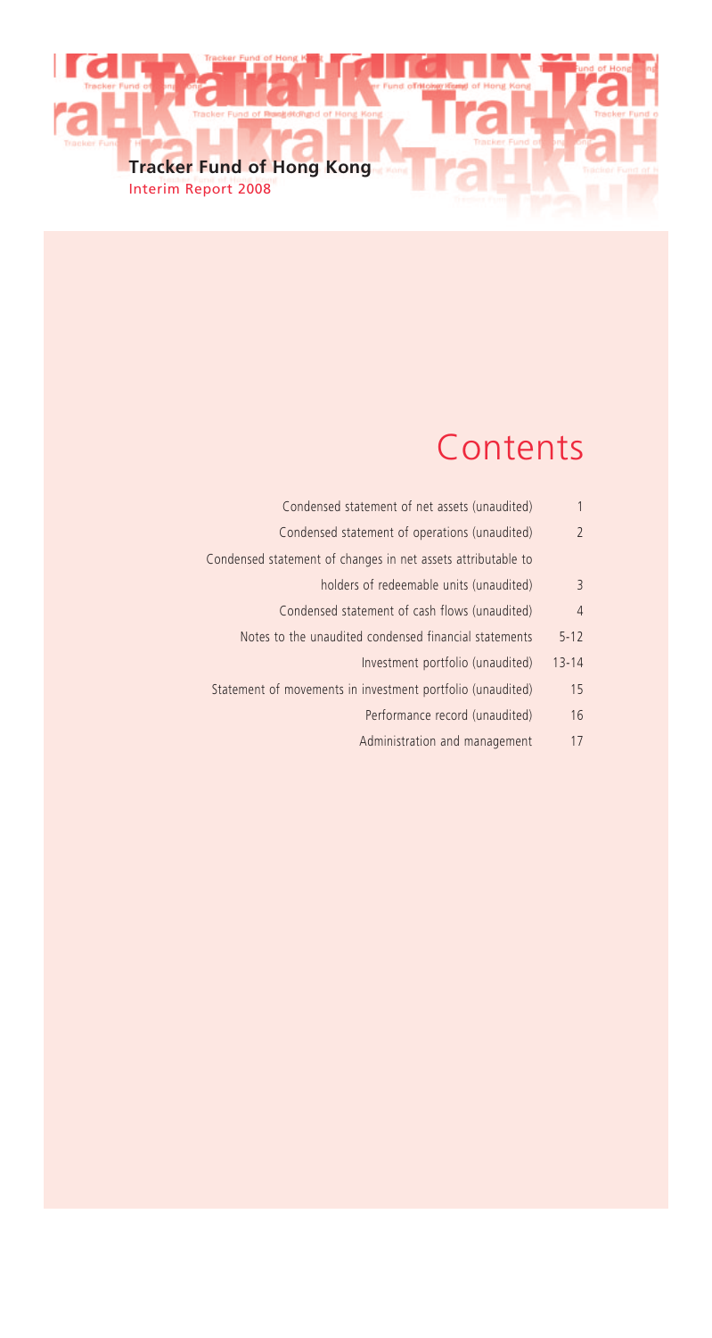**Tracker Fund of Hong Kong**

Interim Report 2008

# Contents

| | |
|---|---|
| Condensed statement of net assets (unaudited) | 1 |
| Condensed statement of operations (unaudited) | 2 |
| Condensed statement of changes in net assets attributable to holders of redeemable units (unaudited) | 3 |
| Condensed statement of cash flows (unaudited) | 4 |
| Notes to the unaudited condensed financial statements | 5-12 |
| Investment portfolio (unaudited) | 13-14 |
| Statement of movements in investment portfolio (unaudited) | 15 |
| Performance record (unaudited) | 16 |
| Administration and management | 17 |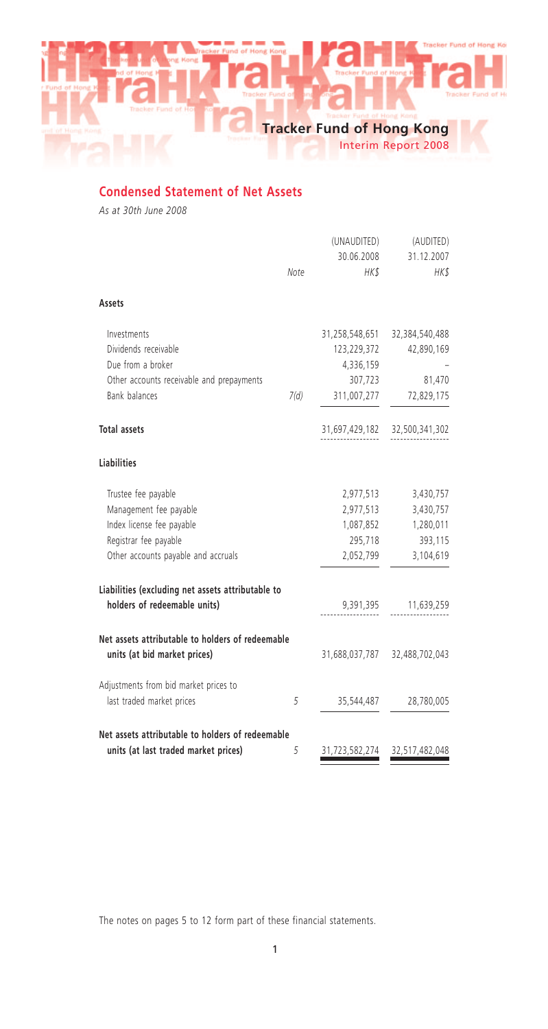## Condensed Statement of Net Assets

*As at 30th June 2008*

| | Note | (UNAUDITED) 30.06.2008 HK$ | (AUDITED) 31.12.2007 HK$ |
|---|---|---|---|
| **Assets** | | | |
| Investments | | 31,258,548,651 | 32,384,540,488 |
| Dividends receivable | | 123,229,372 | 42,890,169 |
| Due from a broker | | 4,336,159 | – |
| Other accounts receivable and prepayments | | 307,723 | 81,470 |
| Bank balances | 7(d) | 311,007,277 | 72,829,175 |
| **Total assets** | | 31,697,429,182 | 32,500,341,302 |
| **Liabilities** | | | |
| Trustee fee payable | | 2,977,513 | 3,430,757 |
| Management fee payable | | 2,977,513 | 3,430,757 |
| Index license fee payable | | 1,087,852 | 1,280,011 |
| Registrar fee payable | | 295,718 | 393,115 |
| Other accounts payable and accruals | | 2,052,799 | 3,104,619 |
| **Liabilities (excluding net assets attributable to holders of redeemable units)** | | 9,391,395 | 11,639,259 |
| **Net assets attributable to holders of redeemable units (at bid market prices)** | | 31,688,037,787 | 32,488,702,043 |
| Adjustments from bid market prices to last traded market prices | 5 | 35,544,487 | 28,780,005 |
| **Net assets attributable to holders of redeemable units (at last traded market prices)** | 5 | 31,723,582,274 | 32,517,482,048 |

The notes on pages 5 to 12 form part of these financial statements.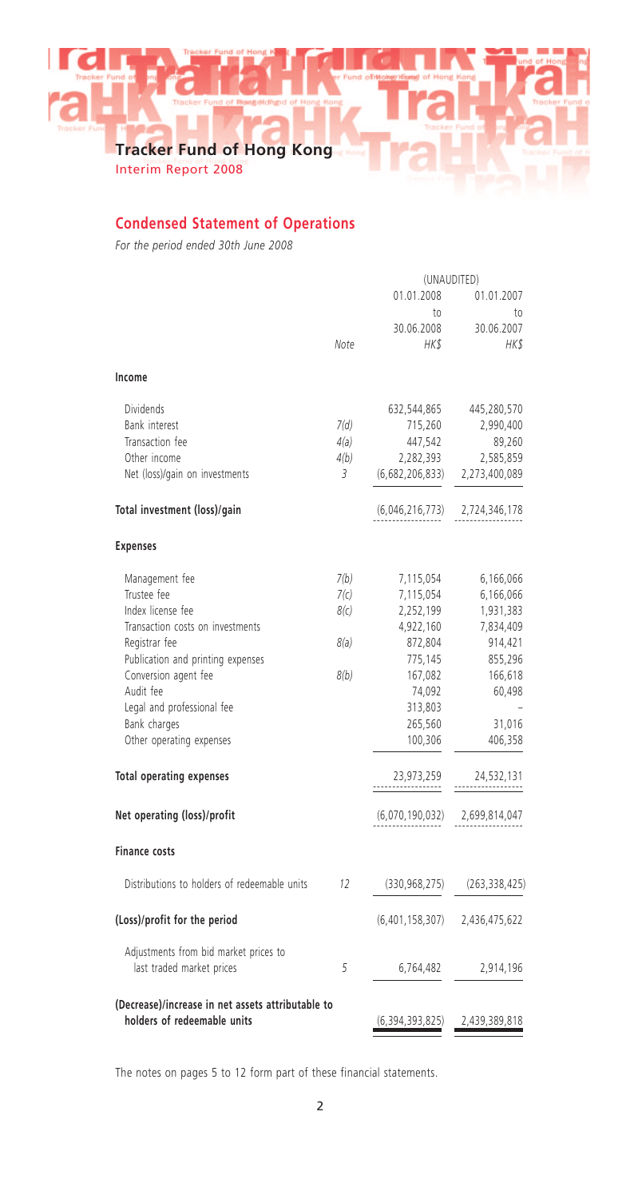## Condensed Statement of Operations

*For the period ended 30th June 2008*

| | Note | (UNAUDITED) 01.01.2008 to 30.06.2008 HK$ | 01.01.2007 to 30.06.2007 HK$ |
|---|---|---|---|
| **Income** | | | |
| Dividends | | 632,544,865 | 445,280,570 |
| Bank interest | 7(d) | 715,260 | 2,990,400 |
| Transaction fee | 4(a) | 447,542 | 89,260 |
| Other income | 4(b) | 2,282,393 | 2,585,859 |
| Net (loss)/gain on investments | 3 | (6,682,206,833) | 2,273,400,089 |
| **Total investment (loss)/gain** | | (6,046,216,773) | 2,724,346,178 |
| **Expenses** | | | |
| Management fee | 7(b) | 7,115,054 | 6,166,066 |
| Trustee fee | 7(c) | 7,115,054 | 6,166,066 |
| Index license fee | 8(c) | 2,252,199 | 1,931,383 |
| Transaction costs on investments | | 4,922,160 | 7,834,409 |
| Registrar fee | 8(a) | 872,804 | 914,421 |
| Publication and printing expenses | | 775,145 | 855,296 |
| Conversion agent fee | 8(b) | 167,082 | 166,618 |
| Audit fee | | 74,092 | 60,498 |
| Legal and professional fee | | 313,803 | – |
| Bank charges | | 265,560 | 31,016 |
| Other operating expenses | | 100,306 | 406,358 |
| **Total operating expenses** | | 23,973,259 | 24,532,131 |
| **Net operating (loss)/profit** | | (6,070,190,032) | 2,699,814,047 |
| **Finance costs** | | | |
| Distributions to holders of redeemable units | 12 | (330,968,275) | (263,338,425) |
| **(Loss)/profit for the period** | | (6,401,158,307) | 2,436,475,622 |
| Adjustments from bid market prices to last traded market prices | 5 | 6,764,482 | 2,914,196 |
| **(Decrease)/increase in net assets attributable to holders of redeemable units** | | (6,394,393,825) | 2,439,389,818 |

The notes on pages 5 to 12 form part of these financial statements.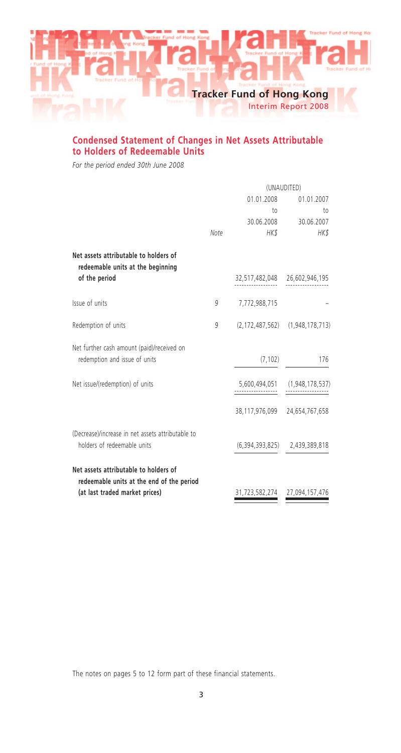## Condensed Statement of Changes in Net Assets Attributable to Holders of Redeemable Units

*For the period ended 30th June 2008*

| | Note | (UNAUDITED) 01.01.2008 to 30.06.2008 HK$ | 01.01.2007 to 30.06.2007 HK$ |
|---|---|---|---|
| **Net assets attributable to holders of redeemable units at the beginning of the period** | | 32,517,482,048 | 26,602,946,195 |
| Issue of units | 9 | 7,772,988,715 | – |
| Redemption of units | 9 | (2,172,487,562) | (1,948,178,713) |
| Net further cash amount (paid)/received on redemption and issue of units | | (7,102) | 176 |
| Net issue/(redemption) of units | | 5,600,494,051 | (1,948,178,537) |
| | | 38,117,976,099 | 24,654,767,658 |
| (Decrease)/increase in net assets attributable to holders of redeemable units | | (6,394,393,825) | 2,439,389,818 |
| **Net assets attributable to holders of redeemable units at the end of the period (at last traded market prices)** | | 31,723,582,274 | 27,094,157,476 |

The notes on pages 5 to 12 form part of these financial statements.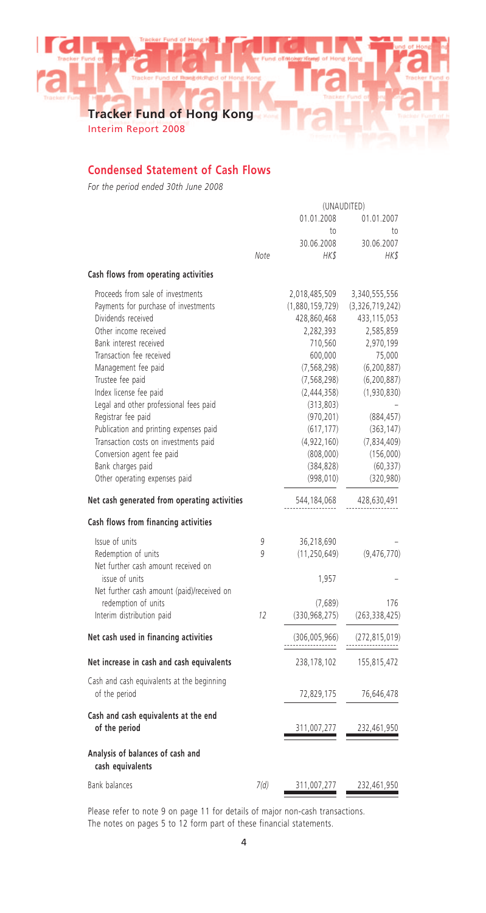## Condensed Statement of Cash Flows

*For the period ended 30th June 2008*

| | Note | (UNAUDITED) 01.01.2008 to 30.06.2008 HK$ | 01.01.2007 to 30.06.2007 HK$ |
|---|---|---|---|
| **Cash flows from operating activities** | | | |
| Proceeds from sale of investments | | 2,018,485,509 | 3,340,555,556 |
| Payments for purchase of investments | | (1,880,159,729) | (3,326,719,242) |
| Dividends received | | 428,860,468 | 433,115,053 |
| Other income received | | 2,282,393 | 2,585,859 |
| Bank interest received | | 710,560 | 2,970,199 |
| Transaction fee received | | 600,000 | 75,000 |
| Management fee paid | | (7,568,298) | (6,200,887) |
| Trustee fee paid | | (7,568,298) | (6,200,887) |
| Index license fee paid | | (2,444,358) | (1,930,830) |
| Legal and other professional fees paid | | (313,803) | – |
| Registrar fee paid | | (970,201) | (884,457) |
| Publication and printing expenses paid | | (617,177) | (363,147) |
| Transaction costs on investments paid | | (4,922,160) | (7,834,409) |
| Conversion agent fee paid | | (808,000) | (156,000) |
| Bank charges paid | | (384,828) | (60,337) |
| Other operating expenses paid | | (998,010) | (320,980) |
| **Net cash generated from operating activities** | | 544,184,068 | 428,630,491 |
| **Cash flows from financing activities** | | | |
| Issue of units | 9 | 36,218,690 | – |
| Redemption of units | 9 | (11,250,649) | (9,476,770) |
| Net further cash amount received on issue of units | | 1,957 | – |
| Net further cash amount (paid)/received on redemption of units | | (7,689) | 176 |
| Interim distribution paid | 12 | (330,968,275) | (263,338,425) |
| **Net cash used in financing activities** | | (306,005,966) | (272,815,019) |
| **Net increase in cash and cash equivalents** | | 238,178,102 | 155,815,472 |
| Cash and cash equivalents at the beginning of the period | | 72,829,175 | 76,646,478 |
| **Cash and cash equivalents at the end of the period** | | 311,007,277 | 232,461,950 |
| **Analysis of balances of cash and cash equivalents** | | | |
| Bank balances | 7(d) | 311,007,277 | 232,461,950 |

Please refer to note 9 on page 11 for details of major non-cash transactions.
The notes on pages 5 to 12 form part of these financial statements.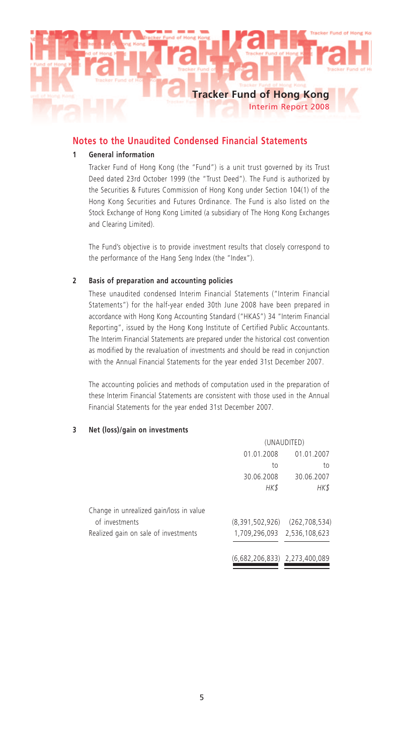## Notes to the Unaudited Condensed Financial Statements

### 1 General information

Tracker Fund of Hong Kong (the "Fund") is a unit trust governed by its Trust Deed dated 23rd October 1999 (the "Trust Deed"). The Fund is authorized by the Securities & Futures Commission of Hong Kong under Section 104(1) of the Hong Kong Securities and Futures Ordinance. The Fund is also listed on the Stock Exchange of Hong Kong Limited (a subsidiary of The Hong Kong Exchanges and Clearing Limited).

The Fund's objective is to provide investment results that closely correspond to the performance of the Hang Seng Index (the "Index").

### 2 Basis of preparation and accounting policies

These unaudited condensed Interim Financial Statements ("Interim Financial Statements") for the half-year ended 30th June 2008 have been prepared in accordance with Hong Kong Accounting Standard ("HKAS") 34 "Interim Financial Reporting", issued by the Hong Kong Institute of Certified Public Accountants. The Interim Financial Statements are prepared under the historical cost convention as modified by the revaluation of investments and should be read in conjunction with the Annual Financial Statements for the year ended 31st December 2007.

The accounting policies and methods of computation used in the preparation of these Interim Financial Statements are consistent with those used in the Annual Financial Statements for the year ended 31st December 2007.

### 3 Net (loss)/gain on investments

| | (UNAUDITED) | |
|---|---|---|
| | 01.01.2008 to 30.06.2008 *HK$* | 01.01.2007 to 30.06.2007 *HK$* |
| Change in unrealized gain/loss in value of investments | (8,391,502,926) | (262,708,534) |
| Realized gain on sale of investments | 1,709,296,093 | 2,536,108,623 |
| | (6,682,206,833) | 2,273,400,089 |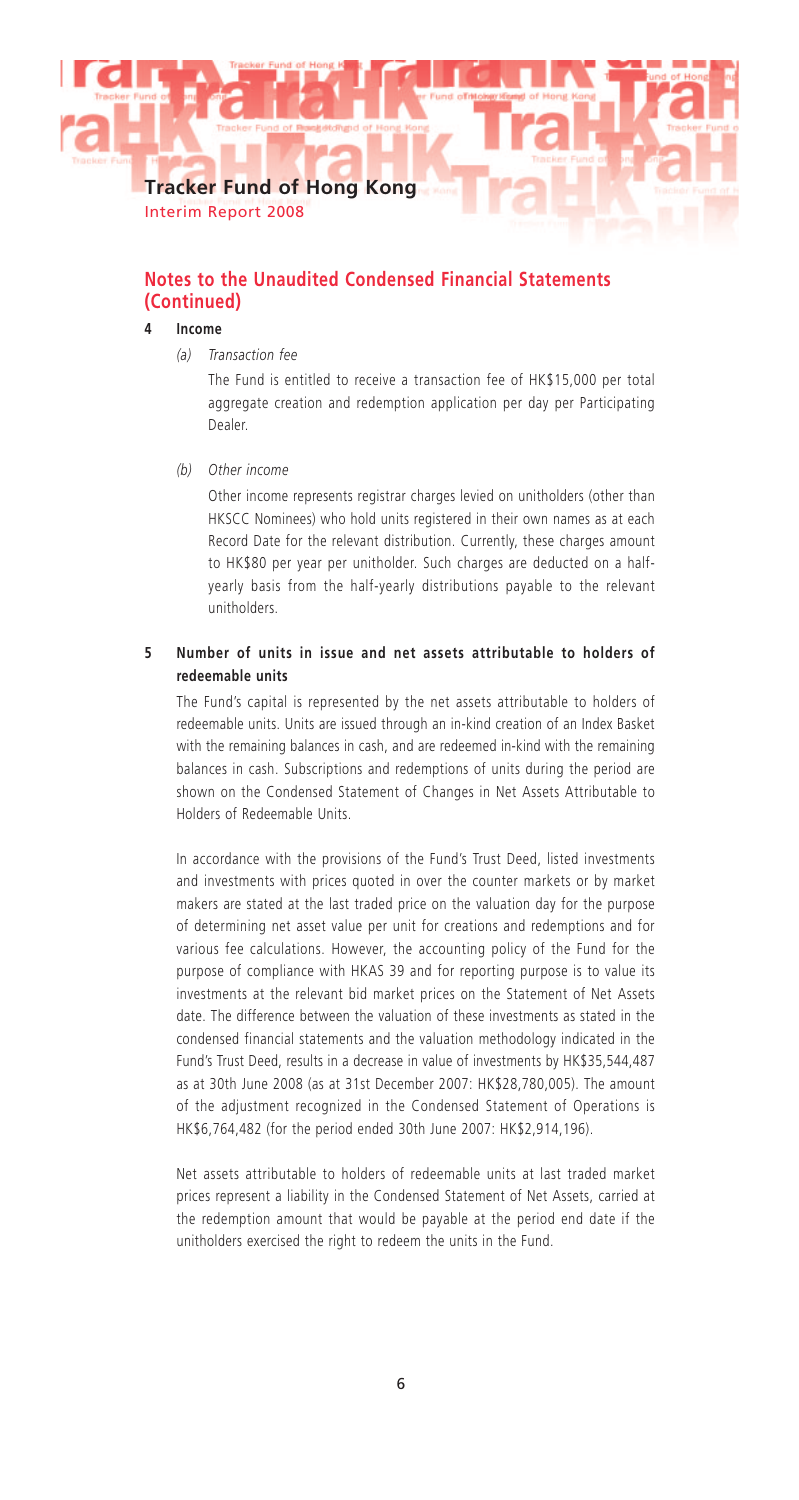## Notes to the Unaudited Condensed Financial Statements (Continued)

**4 Income**

*(a) Transaction fee*

The Fund is entitled to receive a transaction fee of HK$15,000 per total aggregate creation and redemption application per day per Participating Dealer.

*(b) Other income*

Other income represents registrar charges levied on unitholders (other than HKSCC Nominees) who hold units registered in their own names as at each Record Date for the relevant distribution. Currently, these charges amount to HK$80 per year per unitholder. Such charges are deducted on a half-yearly basis from the half-yearly distributions payable to the relevant unitholders.

**5 Number of units in issue and net assets attributable to holders of redeemable units**

The Fund's capital is represented by the net assets attributable to holders of redeemable units. Units are issued through an in-kind creation of an Index Basket with the remaining balances in cash, and are redeemed in-kind with the remaining balances in cash. Subscriptions and redemptions of units during the period are shown on the Condensed Statement of Changes in Net Assets Attributable to Holders of Redeemable Units.

In accordance with the provisions of the Fund's Trust Deed, listed investments and investments with prices quoted in over the counter markets or by market makers are stated at the last traded price on the valuation day for the purpose of determining net asset value per unit for creations and redemptions and for various fee calculations. However, the accounting policy of the Fund for the purpose of compliance with HKAS 39 and for reporting purpose is to value its investments at the relevant bid market prices on the Statement of Net Assets date. The difference between the valuation of these investments as stated in the condensed financial statements and the valuation methodology indicated in the Fund's Trust Deed, results in a decrease in value of investments by HK$35,544,487 as at 30th June 2008 (as at 31st December 2007: HK$28,780,005). The amount of the adjustment recognized in the Condensed Statement of Operations is HK$6,764,482 (for the period ended 30th June 2007: HK$2,914,196).

Net assets attributable to holders of redeemable units at last traded market prices represent a liability in the Condensed Statement of Net Assets, carried at the redemption amount that would be payable at the period end date if the unitholders exercised the right to redeem the units in the Fund.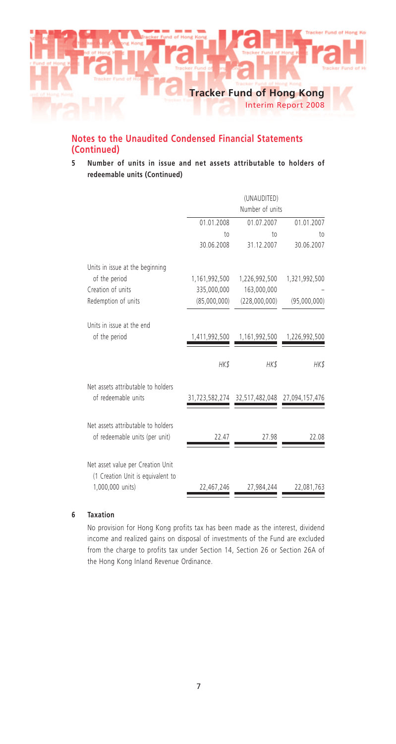## Notes to the Unaudited Condensed Financial Statements (Continued)

### 5 Number of units in issue and net assets attributable to holders of redeemable units (Continued)

| | (UNAUDITED) Number of units | | |
|---|---|---|---|
| | 01.01.2008 to 30.06.2008 | 01.07.2007 to 31.12.2007 | 01.01.2007 to 30.06.2007 |
| Units in issue at the beginning of the period | 1,161,992,500 | 1,226,992,500 | 1,321,992,500 |
| Creation of units | 335,000,000 | 163,000,000 | – |
| Redemption of units | (85,000,000) | (228,000,000) | (95,000,000) |
| Units in issue at the end of the period | 1,411,992,500 | 1,161,992,500 | 1,226,992,500 |
| | *HK$* | *HK$* | *HK$* |
| Net assets attributable to holders of redeemable units | 31,723,582,274 | 32,517,482,048 | 27,094,157,476 |
| Net assets attributable to holders of redeemable units (per unit) | 22.47 | 27.98 | 22.08 |
| Net asset value per Creation Unit (1 Creation Unit is equivalent to 1,000,000 units) | 22,467,246 | 27,984,244 | 22,081,763 |

### 6 Taxation

No provision for Hong Kong profits tax has been made as the interest, dividend income and realized gains on disposal of investments of the Fund are excluded from the charge to profits tax under Section 14, Section 26 or Section 26A of the Hong Kong Inland Revenue Ordinance.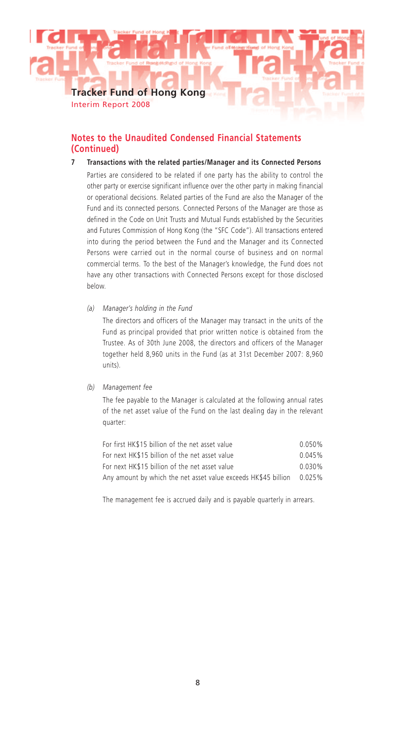## Notes to the Unaudited Condensed Financial Statements (Continued)

**7 Transactions with the related parties/Manager and its Connected Persons**

Parties are considered to be related if one party has the ability to control the other party or exercise significant influence over the other party in making financial or operational decisions. Related parties of the Fund are also the Manager of the Fund and its connected persons. Connected Persons of the Manager are those as defined in the Code on Unit Trusts and Mutual Funds established by the Securities and Futures Commission of Hong Kong (the "SFC Code"). All transactions entered into during the period between the Fund and the Manager and its Connected Persons were carried out in the normal course of business and on normal commercial terms. To the best of the Manager's knowledge, the Fund does not have any other transactions with Connected Persons except for those disclosed below.

*(a) Manager's holding in the Fund*

The directors and officers of the Manager may transact in the units of the Fund as principal provided that prior written notice is obtained from the Trustee. As of 30th June 2008, the directors and officers of the Manager together held 8,960 units in the Fund (as at 31st December 2007: 8,960 units).

*(b) Management fee*

The fee payable to the Manager is calculated at the following annual rates of the net asset value of the Fund on the last dealing day in the relevant quarter:

| | |
|---|---|
| For first HK$15 billion of the net asset value | 0.050% |
| For next HK$15 billion of the net asset value | 0.045% |
| For next HK$15 billion of the net asset value | 0.030% |
| Any amount by which the net asset value exceeds HK$45 billion | 0.025% |

The management fee is accrued daily and is payable quarterly in arrears.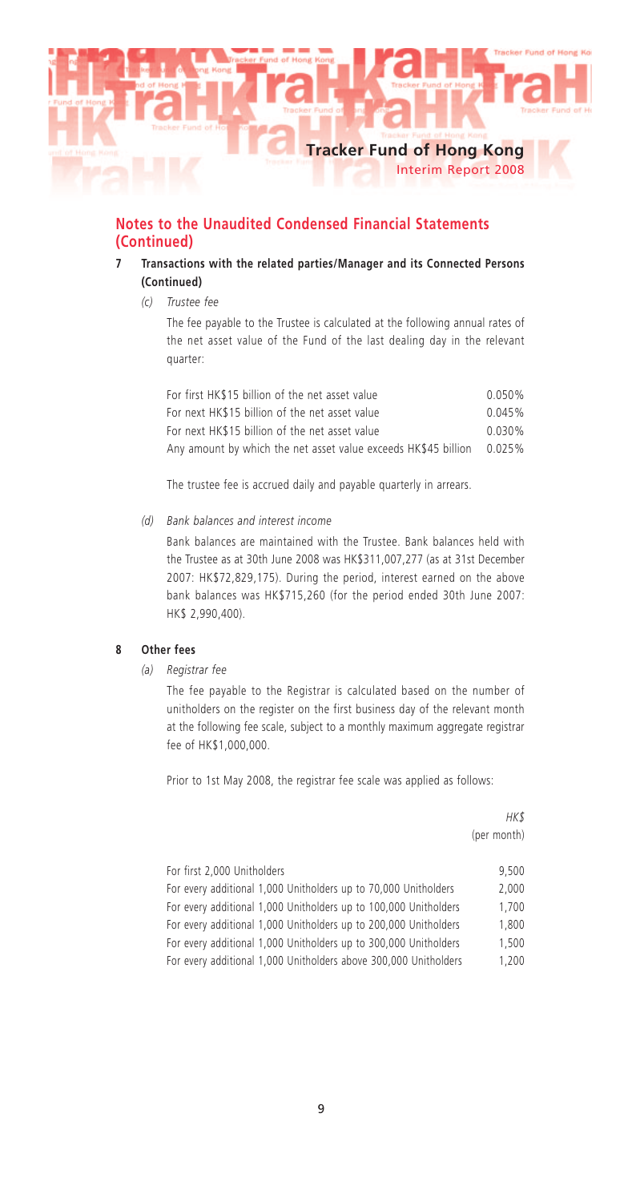## Notes to the Unaudited Condensed Financial Statements (Continued)

**7 Transactions with the related parties/Manager and its Connected Persons (Continued)**

*(c) Trustee fee*

The fee payable to the Trustee is calculated at the following annual rates of the net asset value of the Fund of the last dealing day in the relevant quarter:

| | |
|---|---|
| For first HK$15 billion of the net asset value | 0.050% |
| For next HK$15 billion of the net asset value | 0.045% |
| For next HK$15 billion of the net asset value | 0.030% |
| Any amount by which the net asset value exceeds HK$45 billion | 0.025% |

The trustee fee is accrued daily and payable quarterly in arrears.

*(d) Bank balances and interest income*

Bank balances are maintained with the Trustee. Bank balances held with the Trustee as at 30th June 2008 was HK$311,007,277 (as at 31st December 2007: HK$72,829,175). During the period, interest earned on the above bank balances was HK$715,260 (for the period ended 30th June 2007: HK$ 2,990,400).

**8 Other fees**

*(a) Registrar fee*

The fee payable to the Registrar is calculated based on the number of unitholders on the register on the first business day of the relevant month at the following fee scale, subject to a monthly maximum aggregate registrar fee of HK$1,000,000.

Prior to 1st May 2008, the registrar fee scale was applied as follows:

| | *HK$* (per month) |
|---|---|
| For first 2,000 Unitholders | 9,500 |
| For every additional 1,000 Unitholders up to 70,000 Unitholders | 2,000 |
| For every additional 1,000 Unitholders up to 100,000 Unitholders | 1,700 |
| For every additional 1,000 Unitholders up to 200,000 Unitholders | 1,800 |
| For every additional 1,000 Unitholders up to 300,000 Unitholders | 1,500 |
| For every additional 1,000 Unitholders above 300,000 Unitholders | 1,200 |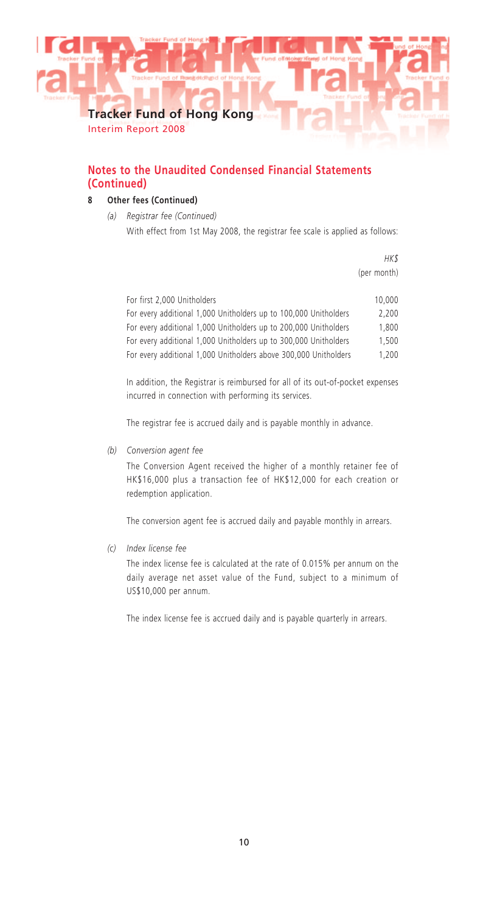## Notes to the Unaudited Condensed Financial Statements (Continued)

**8 Other fees (Continued)**

*(a) Registrar fee (Continued)*

With effect from 1st May 2008, the registrar fee scale is applied as follows:

| | *HK$* (per month) |
|---|---|
| For first 2,000 Unitholders | 10,000 |
| For every additional 1,000 Unitholders up to 100,000 Unitholders | 2,200 |
| For every additional 1,000 Unitholders up to 200,000 Unitholders | 1,800 |
| For every additional 1,000 Unitholders up to 300,000 Unitholders | 1,500 |
| For every additional 1,000 Unitholders above 300,000 Unitholders | 1,200 |

In addition, the Registrar is reimbursed for all of its out-of-pocket expenses incurred in connection with performing its services.

The registrar fee is accrued daily and is payable monthly in advance.

*(b) Conversion agent fee*

The Conversion Agent received the higher of a monthly retainer fee of HK$16,000 plus a transaction fee of HK$12,000 for each creation or redemption application.

The conversion agent fee is accrued daily and payable monthly in arrears.

*(c) Index license fee*

The index license fee is calculated at the rate of 0.015% per annum on the daily average net asset value of the Fund, subject to a minimum of US$10,000 per annum.

The index license fee is accrued daily and is payable quarterly in arrears.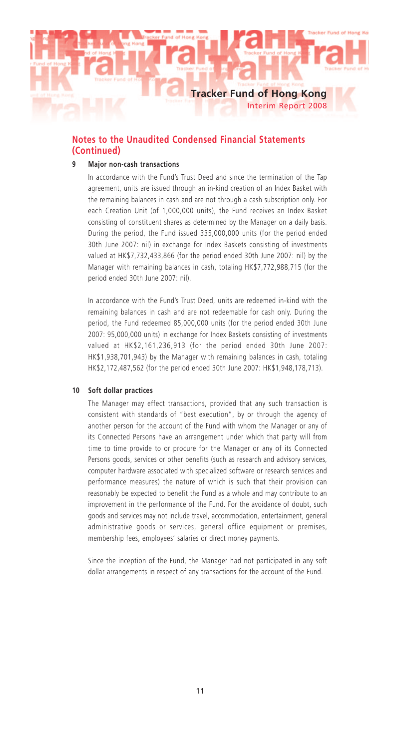## Notes to the Unaudited Condensed Financial Statements (Continued)

### 9 Major non-cash transactions

In accordance with the Fund's Trust Deed and since the termination of the Tap agreement, units are issued through an in-kind creation of an Index Basket with the remaining balances in cash and are not through a cash subscription only. For each Creation Unit (of 1,000,000 units), the Fund receives an Index Basket consisting of constituent shares as determined by the Manager on a daily basis. During the period, the Fund issued 335,000,000 units (for the period ended 30th June 2007: nil) in exchange for Index Baskets consisting of investments valued at HK$7,732,433,866 (for the period ended 30th June 2007: nil) by the Manager with remaining balances in cash, totaling HK$7,772,988,715 (for the period ended 30th June 2007: nil).

In accordance with the Fund's Trust Deed, units are redeemed in-kind with the remaining balances in cash and are not redeemable for cash only. During the period, the Fund redeemed 85,000,000 units (for the period ended 30th June 2007: 95,000,000 units) in exchange for Index Baskets consisting of investments valued at HK$2,161,236,913 (for the period ended 30th June 2007: HK$1,938,701,943) by the Manager with remaining balances in cash, totaling HK$2,172,487,562 (for the period ended 30th June 2007: HK$1,948,178,713).

### 10 Soft dollar practices

The Manager may effect transactions, provided that any such transaction is consistent with standards of "best execution", by or through the agency of another person for the account of the Fund with whom the Manager or any of its Connected Persons have an arrangement under which that party will from time to time provide to or procure for the Manager or any of its Connected Persons goods, services or other benefits (such as research and advisory services, computer hardware associated with specialized software or research services and performance measures) the nature of which is such that their provision can reasonably be expected to benefit the Fund as a whole and may contribute to an improvement in the performance of the Fund. For the avoidance of doubt, such goods and services may not include travel, accommodation, entertainment, general administrative goods or services, general office equipment or premises, membership fees, employees' salaries or direct money payments.

Since the inception of the Fund, the Manager had not participated in any soft dollar arrangements in respect of any transactions for the account of the Fund.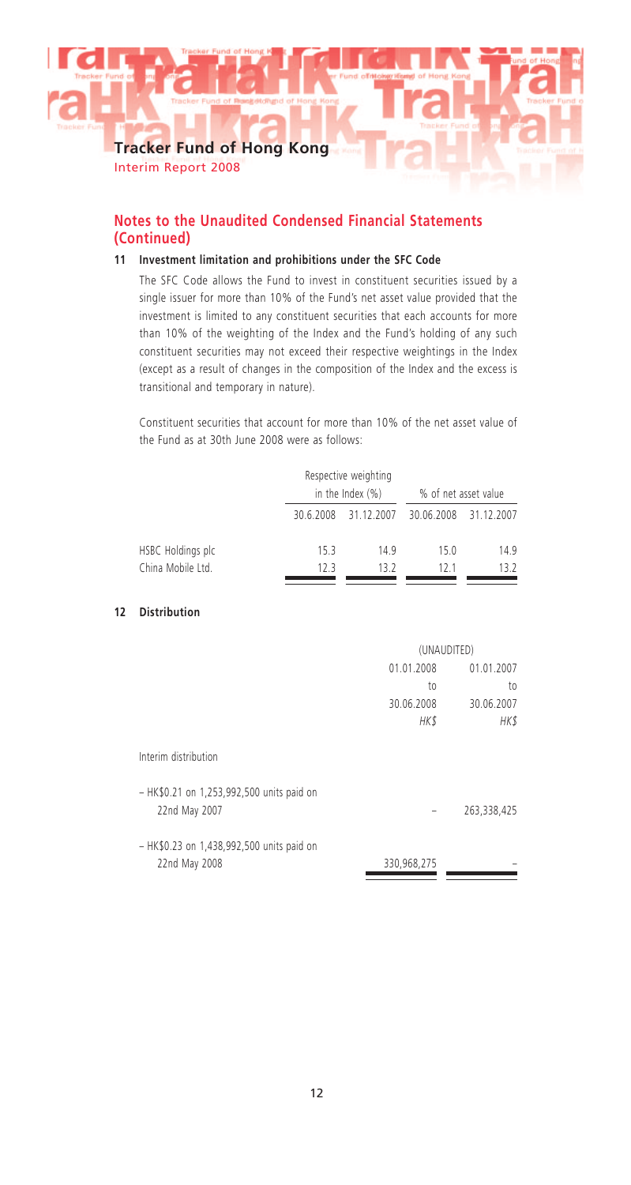## Notes to the Unaudited Condensed Financial Statements (Continued)

### 11 Investment limitation and prohibitions under the SFC Code

The SFC Code allows the Fund to invest in constituent securities issued by a single issuer for more than 10% of the Fund's net asset value provided that the investment is limited to any constituent securities that each accounts for more than 10% of the weighting of the Index and the Fund's holding of any such constituent securities may not exceed their respective weightings in the Index (except as a result of changes in the composition of the Index and the excess is transitional and temporary in nature).

Constituent securities that account for more than 10% of the net asset value of the Fund as at 30th June 2008 were as follows:

| | Respective weighting in the Index (%) | | % of net asset value | |
|---|---|---|---|---|
| | 30.6.2008 | 31.12.2007 | 30.06.2008 | 31.12.2007 |
| HSBC Holdings plc | 15.3 | 14.9 | 15.0 | 14.9 |
| China Mobile Ltd. | 12.3 | 13.2 | 12.1 | 13.2 |

### 12 Distribution

| | (UNAUDITED) | |
|---|---|---|
| | 01.01.2008 to 30.06.2008 | 01.01.2007 to 30.06.2007 |
| | *HK$* | *HK$* |
| Interim distribution | | |
| – HK$0.21 on 1,253,992,500 units paid on 22nd May 2007 | – | 263,338,425 |
| – HK$0.23 on 1,438,992,500 units paid on 22nd May 2008 | 330,968,275 | – |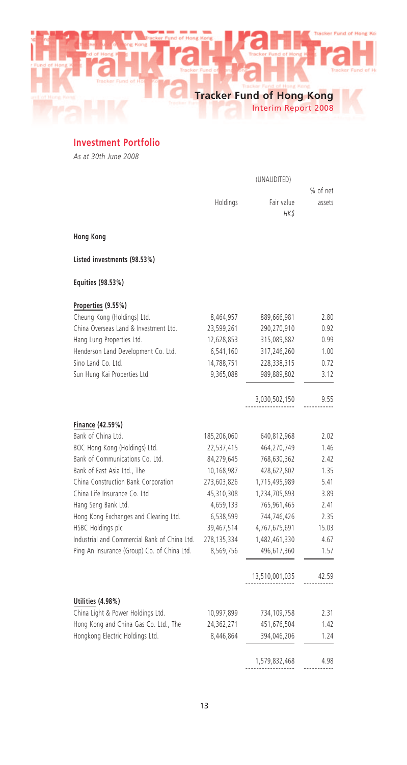## Investment Portfolio

*As at 30th June 2008*

| | Holdings | (UNAUDITED) Fair value *HK$* | % of net assets |
|---|---|---|---|
| **Hong Kong** | | | |
| **Listed investments (98.53%)** | | | |
| **Equities (98.53%)** | | | |
| **Properties (9.55%)** | | | |
| Cheung Kong (Holdings) Ltd. | 8,464,957 | 889,666,981 | 2.80 |
| China Overseas Land & Investment Ltd. | 23,599,261 | 290,270,910 | 0.92 |
| Hang Lung Properties Ltd. | 12,628,853 | 315,089,882 | 0.99 |
| Henderson Land Development Co. Ltd. | 6,541,160 | 317,246,260 | 1.00 |
| Sino Land Co. Ltd. | 14,788,751 | 228,338,315 | 0.72 |
| Sun Hung Kai Properties Ltd. | 9,365,088 | 989,889,802 | 3.12 |
| | | 3,030,502,150 | 9.55 |
| **Finance (42.59%)** | | | |
| Bank of China Ltd. | 185,206,060 | 640,812,968 | 2.02 |
| BOC Hong Kong (Holdings) Ltd. | 22,537,415 | 464,270,749 | 1.46 |
| Bank of Communications Co. Ltd. | 84,279,645 | 768,630,362 | 2.42 |
| Bank of East Asia Ltd., The | 10,168,987 | 428,622,802 | 1.35 |
| China Construction Bank Corporation | 273,603,826 | 1,715,495,989 | 5.41 |
| China Life Insurance Co. Ltd | 45,310,308 | 1,234,705,893 | 3.89 |
| Hang Seng Bank Ltd. | 4,659,133 | 765,961,465 | 2.41 |
| Hong Kong Exchanges and Clearing Ltd. | 6,538,599 | 744,746,426 | 2.35 |
| HSBC Holdings plc | 39,467,514 | 4,767,675,691 | 15.03 |
| Industrial and Commercial Bank of China Ltd. | 278,135,334 | 1,482,461,330 | 4.67 |
| Ping An Insurance (Group) Co. of China Ltd. | 8,569,756 | 496,617,360 | 1.57 |
| | | 13,510,001,035 | 42.59 |
| **Utilities (4.98%)** | | | |
| China Light & Power Holdings Ltd. | 10,997,899 | 734,109,758 | 2.31 |
| Hong Kong and China Gas Co. Ltd., The | 24,362,271 | 451,676,504 | 1.42 |
| Hongkong Electric Holdings Ltd. | 8,446,864 | 394,046,206 | 1.24 |
| | | 1,579,832,468 | 4.98 |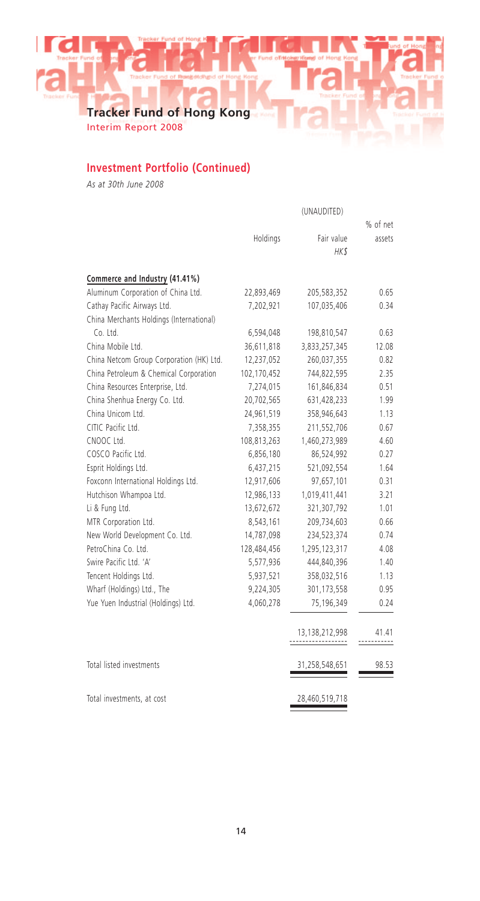## Investment Portfolio (Continued)

*As at 30th June 2008*

| | Holdings | (UNAUDITED) Fair value HK$ | % of net assets |
|---|---|---|---|
| **Commerce and Industry (41.41%)** | | | |
| Aluminum Corporation of China Ltd. | 22,893,469 | 205,583,352 | 0.65 |
| Cathay Pacific Airways Ltd. | 7,202,921 | 107,035,406 | 0.34 |
| China Merchants Holdings (International) Co. Ltd. | 6,594,048 | 198,810,547 | 0.63 |
| China Mobile Ltd. | 36,611,818 | 3,833,257,345 | 12.08 |
| China Netcom Group Corporation (HK) Ltd. | 12,237,052 | 260,037,355 | 0.82 |
| China Petroleum & Chemical Corporation | 102,170,452 | 744,822,595 | 2.35 |
| China Resources Enterprise, Ltd. | 7,274,015 | 161,846,834 | 0.51 |
| China Shenhua Energy Co. Ltd. | 20,702,565 | 631,428,233 | 1.99 |
| China Unicom Ltd. | 24,961,519 | 358,946,643 | 1.13 |
| CITIC Pacific Ltd. | 7,358,355 | 211,552,706 | 0.67 |
| CNOOC Ltd. | 108,813,263 | 1,460,273,989 | 4.60 |
| COSCO Pacific Ltd. | 6,856,180 | 86,524,992 | 0.27 |
| Esprit Holdings Ltd. | 6,437,215 | 521,092,554 | 1.64 |
| Foxconn International Holdings Ltd. | 12,917,606 | 97,657,101 | 0.31 |
| Hutchison Whampoa Ltd. | 12,986,133 | 1,019,411,441 | 3.21 |
| Li & Fung Ltd. | 13,672,672 | 321,307,792 | 1.01 |
| MTR Corporation Ltd. | 8,543,161 | 209,734,603 | 0.66 |
| New World Development Co. Ltd. | 14,787,098 | 234,523,374 | 0.74 |
| PetroChina Co. Ltd. | 128,484,456 | 1,295,123,317 | 4.08 |
| Swire Pacific Ltd. 'A' | 5,577,936 | 444,840,396 | 1.40 |
| Tencent Holdings Ltd. | 5,937,521 | 358,032,516 | 1.13 |
| Wharf (Holdings) Ltd., The | 9,224,305 | 301,173,558 | 0.95 |
| Yue Yuen Industrial (Holdings) Ltd. | 4,060,278 | 75,196,349 | 0.24 |
| | | 13,138,212,998 | 41.41 |
| Total listed investments | | 31,258,548,651 | 98.53 |
| Total investments, at cost | | 28,460,519,718 | |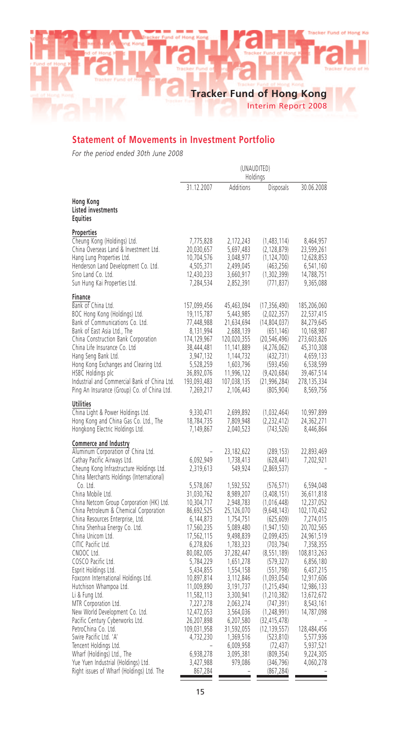## Statement of Movements in Investment Portfolio

*For the period ended 30th June 2008*

| | (UNAUDITED) Holdings | | | |
|---|---|---|---|---|
| | 31.12.2007 | Additions | Disposals | 30.06.2008 |
| **Hong Kong** | | | | |
| **Listed investments** | | | | |
| **Equities** | | | | |
| **Properties** | | | | |
| Cheung Kong (Holdings) Ltd. | 7,775,828 | 2,172,243 | (1,483,114) | 8,464,957 |
| China Overseas Land & Investment Ltd. | 20,030,657 | 5,697,483 | (2,128,879) | 23,599,261 |
| Hang Lung Properties Ltd. | 10,704,576 | 3,048,977 | (1,124,700) | 12,628,853 |
| Henderson Land Development Co. Ltd. | 4,505,371 | 2,499,045 | (463,256) | 6,541,160 |
| Sino Land Co. Ltd. | 12,430,233 | 3,660,917 | (1,302,399) | 14,788,751 |
| Sun Hung Kai Properties Ltd. | 7,284,534 | 2,852,391 | (771,837) | 9,365,088 |
| **Finance** | | | | |
| Bank of China Ltd. | 157,099,456 | 45,463,094 | (17,356,490) | 185,206,060 |
| BOC Hong Kong (Holdings) Ltd. | 19,115,787 | 5,443,985 | (2,022,357) | 22,537,415 |
| Bank of Communications Co. Ltd. | 77,448,988 | 21,634,694 | (14,804,037) | 84,279,645 |
| Bank of East Asia Ltd., The | 8,131,994 | 2,688,139 | (651,146) | 10,168,987 |
| China Construction Bank Corporation | 174,129,967 | 120,020,355 | (20,546,496) | 273,603,826 |
| China Life Insurance Co. Ltd | 38,444,481 | 11,141,889 | (4,276,062) | 45,310,308 |
| Hang Seng Bank Ltd. | 3,947,132 | 1,144,732 | (432,731) | 4,659,133 |
| Hong Kong Exchanges and Clearing Ltd. | 5,528,259 | 1,603,796 | (593,456) | 6,538,599 |
| HSBC Holdings plc | 36,892,076 | 11,996,122 | (9,420,684) | 39,467,514 |
| Industrial and Commercial Bank of China Ltd. | 193,093,483 | 107,038,135 | (21,996,284) | 278,135,334 |
| Ping An Insurance (Group) Co. of China Ltd. | 7,269,217 | 2,106,443 | (805,904) | 8,569,756 |
| **Utilities** | | | | |
| China Light & Power Holdings Ltd. | 9,330,471 | 2,699,892 | (1,032,464) | 10,997,899 |
| Hong Kong and China Gas Co. Ltd., The | 18,784,735 | 7,809,948 | (2,232,412) | 24,362,271 |
| Hongkong Electric Holdings Ltd. | 7,149,867 | 2,040,523 | (743,526) | 8,446,864 |
| **Commerce and Industry** | | | | |
| Aluminum Corporation of China Ltd. | – | 23,182,622 | (289,153) | 22,893,469 |
| Cathay Pacific Airways Ltd. | 6,092,949 | 1,738,413 | (628,441) | 7,202,921 |
| Cheung Kong Infrastructure Holdings Ltd. | 2,319,613 | 549,924 | (2,869,537) | – |
| China Merchants Holdings (International) Co. Ltd. | 5,578,067 | 1,592,552 | (576,571) | 6,594,048 |
| China Mobile Ltd. | 31,030,762 | 8,989,207 | (3,408,151) | 36,611,818 |
| China Netcom Group Corporation (HK) Ltd. | 10,304,717 | 2,948,783 | (1,016,448) | 12,237,052 |
| China Petroleum & Chemical Corporation | 86,692,525 | 25,126,070 | (9,648,143) | 102,170,452 |
| China Resources Enterprise, Ltd. | 6,144,873 | 1,754,751 | (625,609) | 7,274,015 |
| China Shenhua Energy Co. Ltd. | 17,560,235 | 5,089,480 | (1,947,150) | 20,702,565 |
| China Unicom Ltd. | 17,562,115 | 9,498,839 | (2,099,435) | 24,961,519 |
| CITIC Pacific Ltd. | 6,278,826 | 1,783,323 | (703,794) | 7,358,355 |
| CNOOC Ltd. | 80,082,005 | 37,282,447 | (8,551,189) | 108,813,263 |
| COSCO Pacific Ltd. | 5,784,229 | 1,651,278 | (579,327) | 6,856,180 |
| Esprit Holdings Ltd. | 5,434,855 | 1,554,158 | (551,798) | 6,437,215 |
| Foxconn International Holdings Ltd. | 10,897,814 | 3,112,846 | (1,093,054) | 12,917,606 |
| Hutchison Whampoa Ltd. | 11,009,890 | 3,191,737 | (1,215,494) | 12,986,133 |
| Li & Fung Ltd. | 11,582,113 | 3,300,941 | (1,210,382) | 13,672,672 |
| MTR Corporation Ltd. | 7,227,278 | 2,063,274 | (747,391) | 8,543,161 |
| New World Development Co. Ltd. | 12,472,053 | 3,564,036 | (1,248,991) | 14,787,098 |
| Pacific Century Cyberworks Ltd. | 26,207,898 | 6,207,580 | (32,415,478) | – |
| PetroChina Co. Ltd. | 109,031,958 | 31,592,055 | (12,139,557) | 128,484,456 |
| Swire Pacific Ltd. 'A' | 4,732,230 | 1,369,516 | (523,810) | 5,577,936 |
| Tencent Holdings Ltd. | – | 6,009,958 | (72,437) | 5,937,521 |
| Wharf (Holdings) Ltd., The | 6,938,278 | 3,095,381 | (809,354) | 9,224,305 |
| Yue Yuen Industrial (Holdings) Ltd. | 3,427,988 | 979,086 | (346,796) | 4,060,278 |
| Right issues of Wharf (Holdings) Ltd. The | 867,284 | – | (867,284) | – |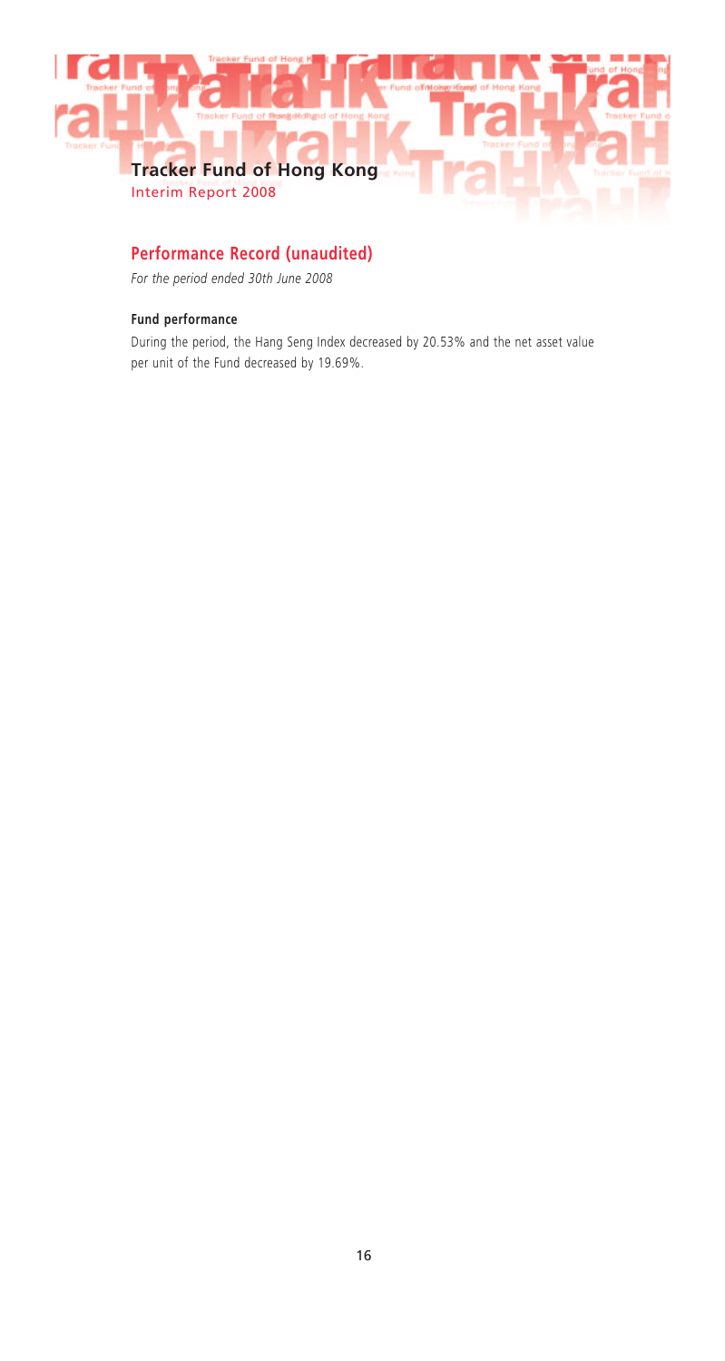## Performance Record (unaudited)

*For the period ended 30th June 2008*

**Fund performance**

During the period, the Hang Seng Index decreased by 20.53% and the net asset value per unit of the Fund decreased by 19.69%.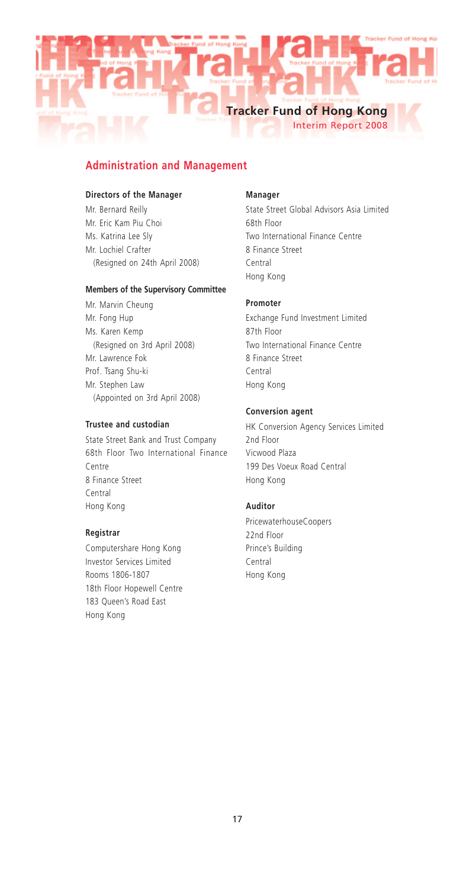## Administration and Management

**Directors of the Manager**

Mr. Bernard Reilly
Mr. Eric Kam Piu Choi
Ms. Katrina Lee Sly
Mr. Lochiel Crafter
(Resigned on 24th April 2008)

**Members of the Supervisory Committee**

Mr. Marvin Cheung
Mr. Fong Hup
Ms. Karen Kemp
(Resigned on 3rd April 2008)
Mr. Lawrence Fok
Prof. Tsang Shu-ki
Mr. Stephen Law
(Appointed on 3rd April 2008)

**Trustee and custodian**

State Street Bank and Trust Company
68th Floor Two International Finance Centre
8 Finance Street
Central
Hong Kong

**Registrar**

Computershare Hong Kong
Investor Services Limited
Rooms 1806-1807
18th Floor Hopewell Centre
183 Queen's Road East
Hong Kong

**Manager**

State Street Global Advisors Asia Limited
68th Floor
Two International Finance Centre
8 Finance Street
Central
Hong Kong

**Promoter**

Exchange Fund Investment Limited
87th Floor
Two International Finance Centre
8 Finance Street
Central
Hong Kong

**Conversion agent**

HK Conversion Agency Services Limited
2nd Floor
Vicwood Plaza
199 Des Voeux Road Central
Hong Kong

**Auditor**

PricewaterhouseCoopers
22nd Floor
Prince's Building
Central
Hong Kong